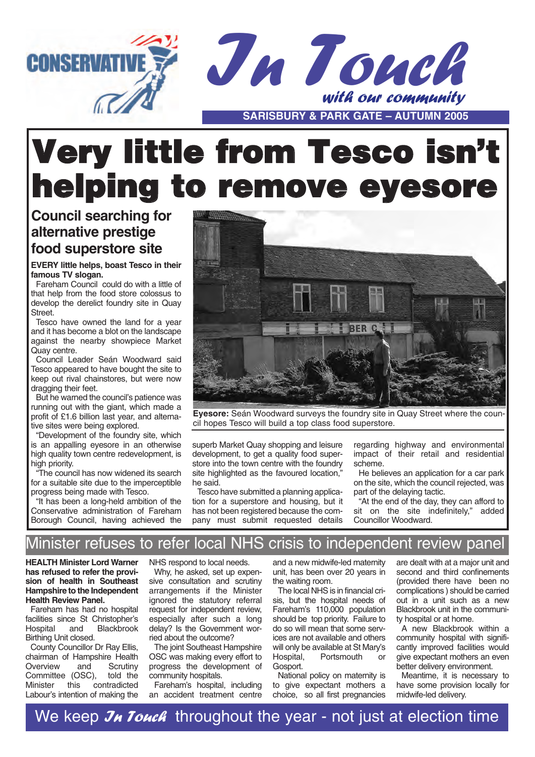CONSERVATIVE

# In Touch

*with our community*

SARISBURY & PARK GATE – AUTUMN 2005

# Very little from Tesco isn't helping to remove eyesore

## Council searching for alternative prestige food superstore site

**EVERY little helps, boast Tesco in their famous TV slogan.**

Fareham Council could do with a little of that help from the food store colossus to develop the derelict foundry site in Quay Street.

Tesco have owned the land for a year and it has become a blot on the landscape against the nearby showpiece Market Quay centre.

Council Leader Seán Woodward said Tesco appeared to have bought the site to keep out rival chainstores, but were now dragging their feet.

But he warned the council's patience was running out with the giant, which made a profit of £1.6 billion last year, and alternative sites were being explored.

"Development of the foundry site, which is an appalling eyesore in an otherwise high quality town centre redevelopment, is high priority.

"The council has now widened its search for a suitable site due to the imperceptible progress being made with Tesco.

"It has been a long-held ambition of the Conservative administration of Fareham Borough Council, having achieved the superb Market Quay shopping and leisure development, to get a quality food superstore into the town centre with the foundry site highlighted as the favoured location," he said.

Tesco have submitted a planning application for a superstore and housing, but it has not been registered because the company must submit requested details regarding highway and environmental impact of their retail and residential scheme.

He believes an application for a car park on the site, which the council rejected, was part of the delaying tactic.

"At the end of the day, they can afford to sit on the site indefinitely," added Councillor Woodward.

**Eyesore:** Seán Woodward surveys the foundry site in Quay Street where the council hopes Tesco will build a top class food superstore.

## Minister refuses to refer local NHS crisis to independent review panel

**HEALTH Minister Lord Warner has refused to refer the provision of health in Southeast Hampshire to the Independent Health Review Panel.**

Fareham has had no hospital facilities since St Christopher's Hospital and Blackbrook Birthing Unit closed.

County Councillor Dr Ray Ellis, chairman of Hampshire Health Overview and Scrutiny Committee (OSC), told the Minister this contradicted Labour's intention of making the NHS respond to local needs.

Why, he asked, set up expensive consultation and scrutiny arrangements if the Minister ignored the statutory referral request for independent review, especially after such a long delay? Is the Government worried about the outcome?

The joint Southeast Hampshire OSC was making every effort to progress the development of community hospitals.

Fareham's hospital, including an accident treatment centre and a new midwife-led maternity unit, has been over 20 years in the waiting room.

The local NHS is in financial crisis, but the hospital needs of Fareham's 110,000 population should be top priority. Failure to do so will mean that some services are not available and others will only be available at St Mary's Hospital, Portsmouth or Gosport.

National policy on maternity is to give expectant mothers a choice, so all first pregnancies are dealt with at a major unit and second and third confinements (provided there have been no complications ) should be carried out in a unit such as a new Blackbrook unit in the community hospital or at home.

A new Blackbrook within a community hospital with significantly improved facilities would give expectant mothers an even better delivery environment.

Meantime, it is necessary to have some provision locally for midwife-led delivery.

We keep *In Touch* throughout the year - not just at election time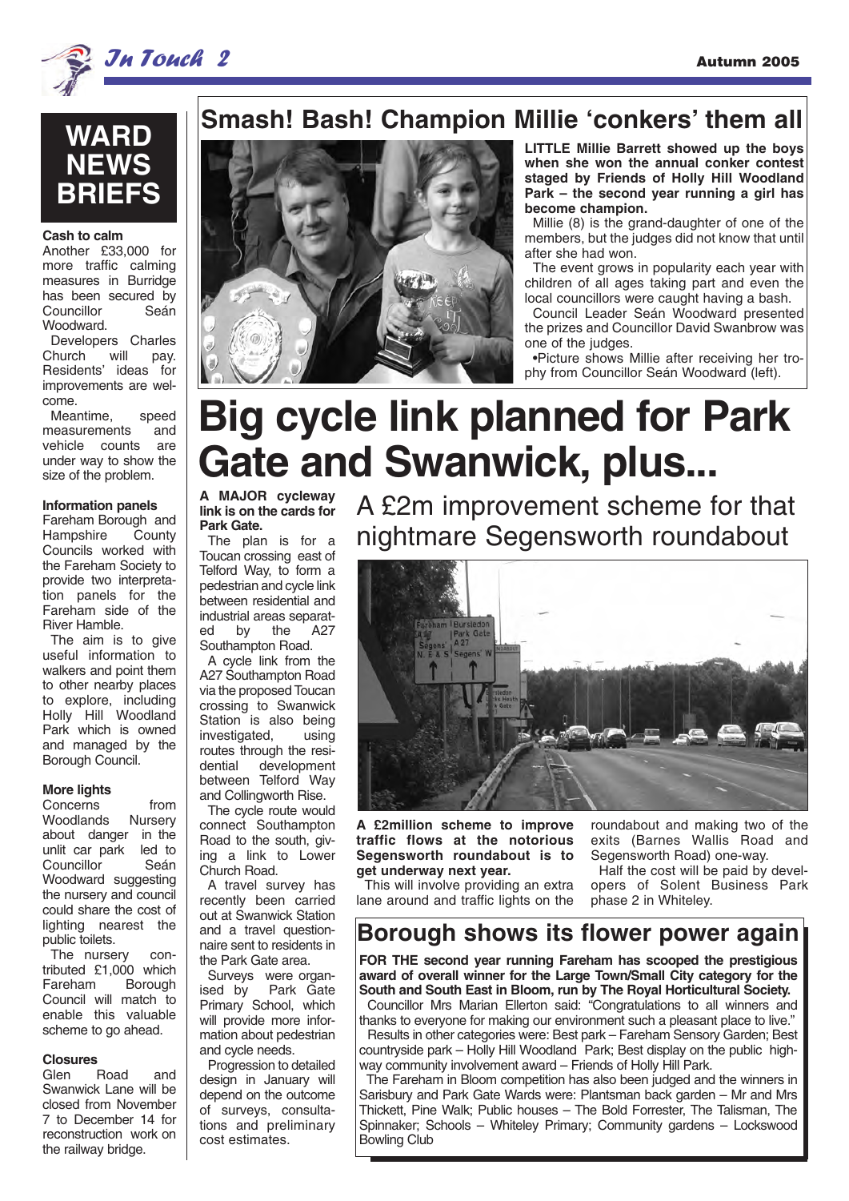# WARD NEWS BRIEFS

**Cash to calm**

Another £33,000 for more traffic calming measures in Burridge has been secured by Councillor Seán Woodward.

Developers Charles Church will pay. Residents' ideas for improvements are welcome.

Meantime, speed measurements and vehicle counts are under way to show the size of the problem.

**Information panels**

Fareham Borough and Hampshire County Councils worked with the Fareham Society to provide two interpretation panels for the Fareham side of the River Hamble.

The aim is to give useful information to walkers and point them to other nearby places to explore, including Holly Hill Woodland Park which is owned and managed by the Borough Council.

**More lights**

Concerns from Woodlands Nursery about danger in the unlit car park led to Councillor Seán Woodward suggesting the nursery and council could share the cost of lighting nearest the public toilets.

The nursery contributed £1,000 which Fareham Borough Council will match to enable this valuable scheme to go ahead.

**Closures**

Glen Road and Swanwick Lane will be closed from November 7 to December 14 for reconstruction work on the railway bridge.

## Smash! Bash! Champion Millie 'conkers' them all

**LITTLE Millie Barrett showed up the boys when she won the annual conker contest staged by Friends of Holly Hill Woodland Park – the second year running a girl has become champion.**

Millie (8) is the grand-daughter of one of the members, but the judges did not know that until after she had won.

The event grows in popularity each year with children of all ages taking part and even the local councillors were caught having a bash.

Council Leader Seán Woodward presented the prizes and Councillor David Swanbrow was one of the judges.

•Picture shows Millie after receiving her trophy from Councillor Seán Woodward (left).

# Big cycle link planned for Park Gate and Swanwick, plus...

**A MAJOR cycleway link is on the cards for Park Gate.**

The plan is for a Toucan crossing east of Telford Way, to form a pedestrian and cycle link between residential and industrial areas separated by the A27 Southampton Road.

A cycle link from the A27 Southampton Road via the proposed Toucan crossing to Swanwick Station is also being investigated, using routes through the residential development between Telford Way and Collingworth Rise.

The cycle route would connect Southampton Road to the south, giving a link to Lower Church Road.

A travel survey has recently been carried out at Swanwick Station and a travel questionnaire sent to residents in the Park Gate area.

Surveys were organised by Park Gate Primary School, which will provide more information about pedestrian and cycle needs.

Progression to detailed design in January will depend on the outcome of surveys, consultations and preliminary cost estimates.

## A £2m improvement scheme for that nightmare Segensworth roundabout

**A £2million scheme to improve traffic flows at the notorious Segensworth roundabout is to get underway next year.**

This will involve providing an extra lane around and traffic lights on the roundabout and making two of the exits (Barnes Wallis Road and Segensworth Road) one-way.

Half the cost will be paid by developers of Solent Business Park phase 2 in Whiteley.

## Borough shows its flower power again

**FOR THE second year running Fareham has scooped the prestigious award of overall winner for the Large Town/Small City category for the South and South East in Bloom, run by The Royal Horticultural Society.**

Councillor Mrs Marian Ellerton said: "Congratulations to all winners and thanks to everyone for making our environment such a pleasant place to live."

Results in other categories were: Best park – Fareham Sensory Garden; Best countryside park – Holly Hill Woodland Park; Best display on the public highway community involvement award – Friends of Holly Hill Park.

The Fareham in Bloom competition has also been judged and the winners in Sarisbury and Park Gate Wards were: Plantsman back garden – Mr and Mrs Thickett, Pine Walk; Public houses – The Bold Forrester, The Talisman, The Spinnaker; Schools – Whiteley Primary; Community gardens – Lockswood Bowling Club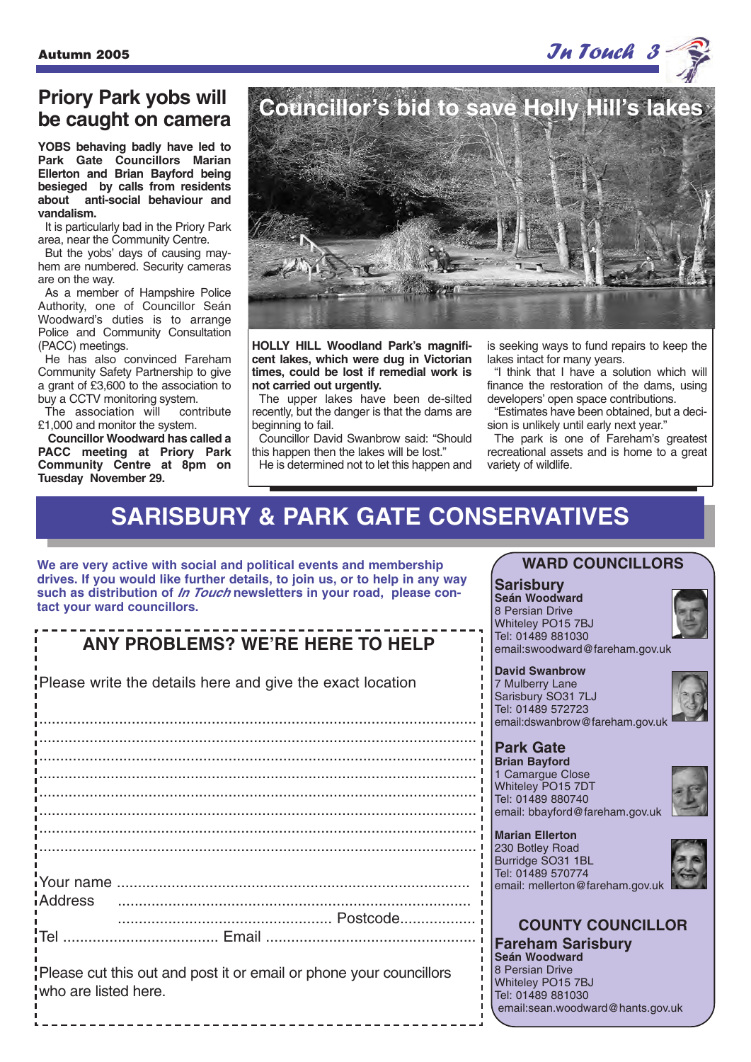## Priory Park yobs will be caught on camera

**YOBS behaving badly have led to Park Gate Councillors Marian Ellerton and Brian Bayford being besieged by calls from residents about anti-social behaviour and vandalism.**

It is particularly bad in the Priory Park area, near the Community Centre.

But the yobs' days of causing mayhem are numbered. Security cameras are on the way.

As a member of Hampshire Police Authority, one of Councillor Seán Woodward's duties is to arrange Police and Community Consultation (PACC) meetings.

He has also convinced Fareham Community Safety Partnership to give a grant of £3,600 to the association to buy a CCTV monitoring system.

The association will contribute £1,000 and monitor the system.

**Councillor Woodward has called a PACC meeting at Priory Park Community Centre at 8pm on Tuesday November 29.**

## Councillor's bid to save Holly Hill's lakes

**HOLLY HILL Woodland Park's magnificent lakes, which were dug in Victorian times, could be lost if remedial work is not carried out urgently.**

The upper lakes have been de-silted recently, but the danger is that the dams are beginning to fail.

Councillor David Swanbrow said: "Should this happen then the lakes will be lost."

He is determined not to let this happen and is seeking ways to fund repairs to keep the lakes intact for many years.

"I think that I have a solution which will finance the restoration of the dams, using developers' open space contributions.

"Estimates have been obtained, but a decision is unlikely until early next year."

The park is one of Fareham's greatest recreational assets and is home to a great variety of wildlife.

# SARISBURY & PARK GATE CONSERVATIVES

**We are very active with social and political events and membership drives. If you would like further details, to join us, or to help in any way such as distribution of *In Touch* newsletters in your road, please contact your ward councillors.**

### ANY PROBLEMS? WE'RE HERE TO HELP

Please write the details here and give the exact location

.......................................................................................................

.......................................................................................................

.......................................................................................................

.......................................................................................................

.......................................................................................................

.......................................................................................................

.......................................................................................................

.......................................................................................................

Your name ..................................................................................

Address ..................................................................................

.................................................. Postcode..................

Tel .................................... Email ..................................................

Please cut this out and post it or email or phone your councillors who are listed here.

### WARD COUNCILLORS

**Sarisbury**

**Seán Woodward**
8 Persian Drive
Whiteley PO15 7BJ
Tel: 01489 881030
email:swoodward@fareham.gov.uk

**David Swanbrow**
7 Mulberry Lane
Sarisbury SO31 7LJ
Tel: 01489 572723
email:dswanbrow@fareham.gov.uk

**Park Gate**

**Brian Bayford**
1 Camargue Close
Whiteley PO15 7DT
Tel: 01489 880740
email: bbayford@fareham.gov.uk

**Marian Ellerton**
230 Botley Road
Burridge SO31 1BL
Tel: 01489 570774
email: mellerton@fareham.gov.uk

### COUNTY COUNCILLOR

**Fareham Sarisbury**

**Seán Woodward**
8 Persian Drive
Whiteley PO15 7BJ
Tel: 01489 881030
email:sean.woodward@hants.gov.uk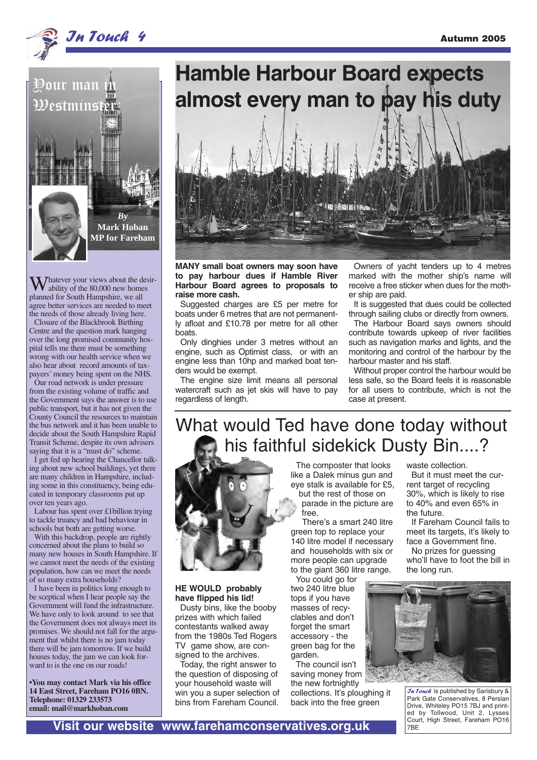# Hamble Harbour Board expects almost every man to pay his duty

**MANY small boat owners may soon have to pay harbour dues if Hamble River Harbour Board agrees to proposals to raise more cash.**

Suggested charges are £5 per metre for boats under 6 metres that are not permanently afloat and £10.78 per metre for all other boats.

Only dinghies under 3 metres without an engine, such as Optimist class, or with an engine less than 10hp and marked boat tenders would be exempt.

The engine size limit means all personal watercraft such as jet skis will have to pay regardless of length.

Owners of yacht tenders up to 4 metres marked with the mother ship's name will receive a free sticker when dues for the mother ship are paid.

It is suggested that dues could be collected through sailing clubs or directly from owners.

The Harbour Board says owners should contribute towards upkeep of river facilities such as navigation marks and lights, and the monitoring and control of the harbour by the harbour master and his staff.

Without proper control the harbour would be less safe, so the Board feels it is reasonable for all users to contribute, which is not the case at present.

## Your man in Westminster

*By* **Mark Hoban MP for Fareham**

Whatever your views about the desirability of the 80,000 new homes planned for South Hampshire, we all agree better services are needed to meet the needs of those already living here.

Closure of the Blackbrook Birthing Centre and the question mark hanging over the long promised community hospital tells me there must be something wrong with our health service when we also hear about record amounts of taxpayers' money being spent on the NHS.

Our road network is under pressure from the existing volume of traffic and the Government says the answer is to use public transport, but it has not given the County Council the resources to maintain the bus network and it has been unable to decide about the South Hampshire Rapid Transit Scheme, despite its own advisers saying that it is a "must do" scheme.

I get fed up hearing the Chancellor talking about new school buildings, yet there are many children in Hampshire, including some in this constituency, being educated in temporary classrooms put up over ten years ago.

Labour has spent over £1billion trying to tackle truancy and bad behaviour in schools but both are getting worse.

With this backdrop, people are rightly concerned about the plans to build so many new houses in South Hampshire. If we cannot meet the needs of the existing population, how can we meet the needs of so many extra households?

I have been in politics long enough to be sceptical when I hear people say the Government will fund the infrastructure. We have only to look around to see that the Government does not always meet its promises. We should not fall for the argument that whilst there is no jam today there will be jam tomorrow. If we build houses today, the jam we can look forward to is the one on our roads!

**•You may contact Mark via his office 14 East Street, Fareham PO16 0BN. Telephone: 01329 233573 email: mail@markhoban.com**

## What would Ted have done today without his faithful sidekick Dusty Bin....?

**HE WOULD probably have flipped his lid!**

Dusty bins, like the booby prizes with which failed contestants walked away from the 1980s Ted Rogers TV game show, are consigned to the archives.

Today, the right answer to the question of disposing of your household waste will win you a super selection of bins from Fareham Council.

The composter that looks like a Dalek minus gun and eye stalk is available for £5, but the rest of those on parade in the picture are free.

There's a smart 240 litre green top to replace your 140 litre model if necessary and households with six or more people can upgrade to the giant 360 litre range.

You could go for two 240 litre blue tops if you have masses of recyclables and don't forget the smart accessory - the green bag for the garden.

The council isn't saving money from the new fortnightly collections. It's ploughing it back into the free green waste collection.

But it must meet the current target of recycling 30%, which is likely to rise to 40% and even 65% in the future.

If Fareham Council fails to meet its targets, it's likely to face a Government fine.

No prizes for guessing who'll have to foot the bill in the long run.

*In Touch* is published by Sarisbury & Park Gate Conservatives, 8 Persian Drive, Whiteley PO15 7BJ and printed by Tollwood, Unit 2, Lysses Court, High Street, Fareham PO16 7BE

**Visit our website www.farehamconservatives.org.uk**